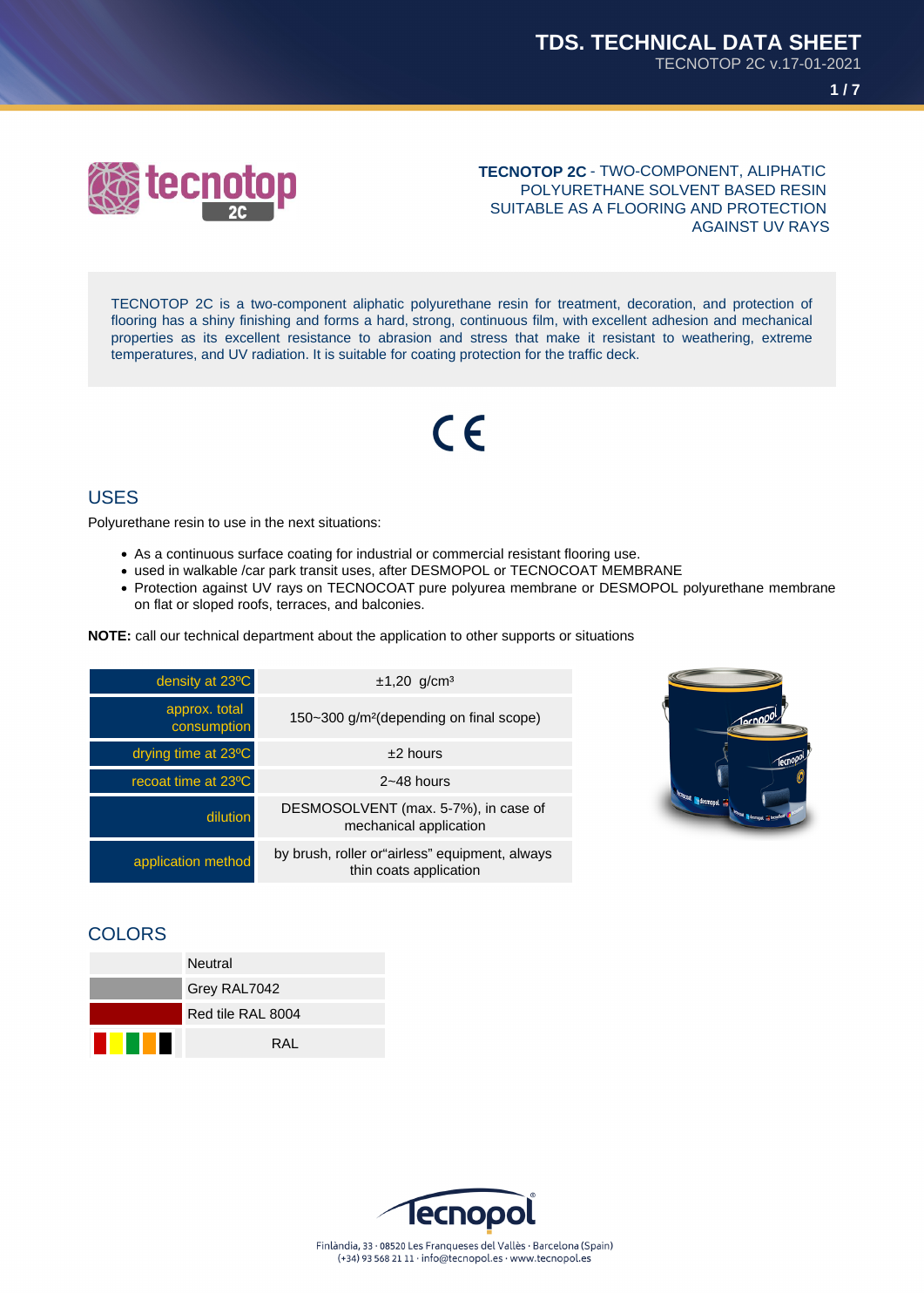**TECNOTOP 2C** - TWO-COMPONENT, ALIPHATIC POLYURETHANE SOLVENT BASED RESIN SUITABLE AS A FLOORING AND PROTECTION AGAINST UV RAYS

TECNOTOP 2C is a two-component aliphatic polyurethane resin for treatment, decoration, and protection of flooring has a shiny finishing and forms a hard, strong, continuous film, with excellent adhesion and mechanical properties as its excellent resistance to abrasion and stress that make it resistant to weathering, extreme temperatures, and UV radiation. It is suitable for coating protection for the traffic deck.

## USES

Polyurethane resin to use in the next situations:

- As a continuous surface coating for industrial or commercial resistant flooring use.
- used in walkable /car park transit uses, after DESMOPOL or TECNOCOAT MEMBRANE
- Protection against UV rays on TECNOCOAT pure polyurea membrane or DESMOPOL polyurethane membrane on flat or sloped roofs, terraces, and balconies.

**NOTE:** call our technical department about the application to other supports or situations

| | |
|---|---|
| density at 23ºC | ±1,20 g/cm³ |
| approx. total consumption | 150~300 g/m²(depending on final scope) |
| drying time at 23ºC | ±2 hours |
| recoat time at 23ºC | 2~48 hours |
| dilution | DESMOSOLVENT (max. 5-7%), in case of mechanical application |
| application method | by brush, roller or"airless" equipment, always thin coats application |

## COLORS

| | |
|---|---|
| | Neutral |
| | Grey RAL7042 |
| | Red tile RAL 8004 |
| | RAL |

Finlàndia, 33 · 08520 Les Franqueses del Vallès · Barcelona (Spain)
(+34) 93 568 21 11 · info@tecnopol.es · www.tecnopol.es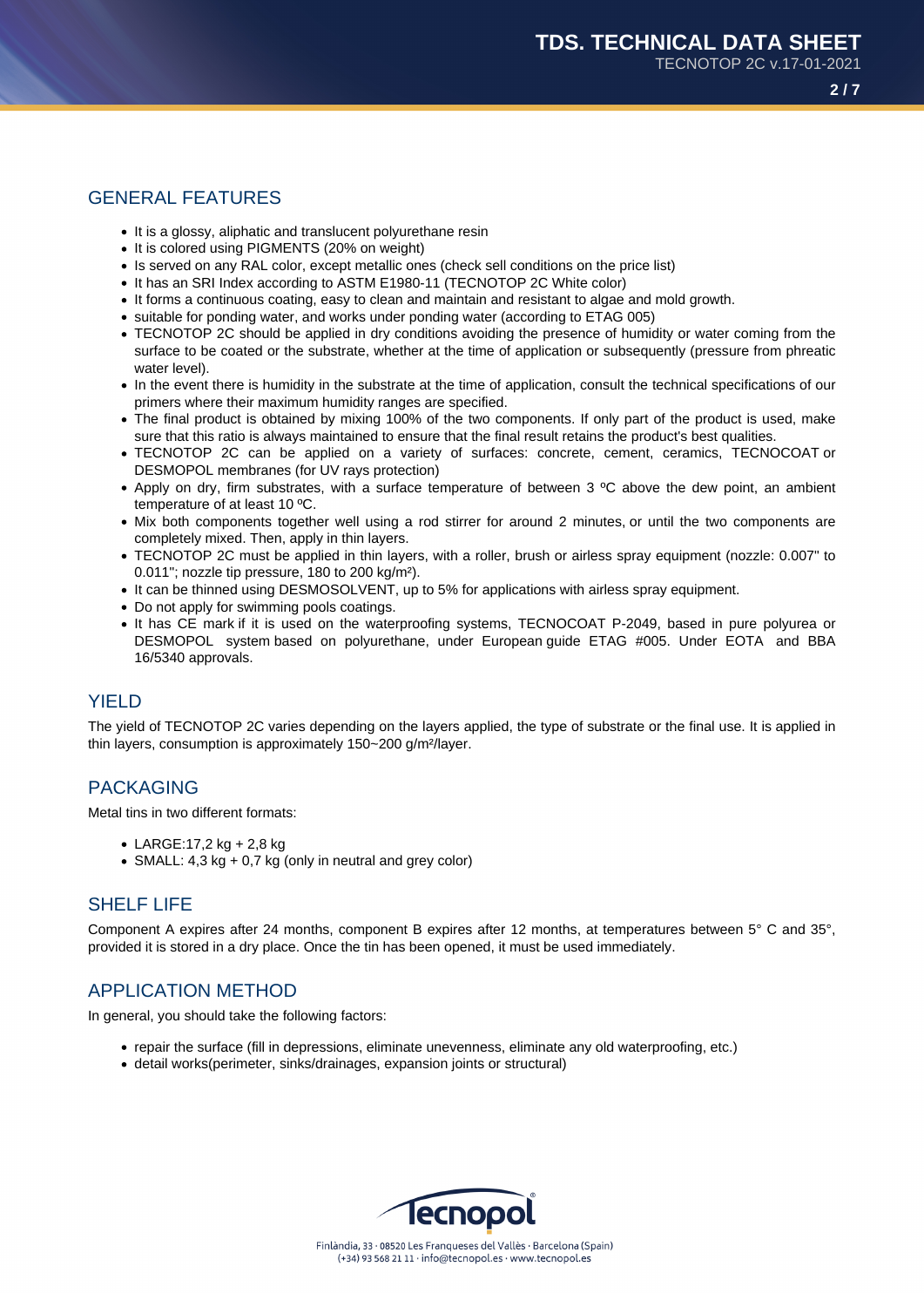## GENERAL FEATURES

- It is a glossy, aliphatic and translucent polyurethane resin
- It is colored using PIGMENTS (20% on weight)
- Is served on any RAL color, except metallic ones (check sell conditions on the price list)
- It has an SRI Index according to ASTM E1980-11 (TECNOTOP 2C White color)
- It forms a continuous coating, easy to clean and maintain and resistant to algae and mold growth.
- suitable for ponding water, and works under ponding water (according to ETAG 005)
- TECNOTOP 2C should be applied in dry conditions avoiding the presence of humidity or water coming from the surface to be coated or the substrate, whether at the time of application or subsequently (pressure from phreatic water level).
- In the event there is humidity in the substrate at the time of application, consult the technical specifications of our primers where their maximum humidity ranges are specified.
- The final product is obtained by mixing 100% of the two components. If only part of the product is used, make sure that this ratio is always maintained to ensure that the final result retains the product's best qualities.
- TECNOTOP 2C can be applied on a variety of surfaces: concrete, cement, ceramics, TECNOCOAT or DESMOPOL membranes (for UV rays protection)
- Apply on dry, firm substrates, with a surface temperature of between 3 ºC above the dew point, an ambient temperature of at least 10 ºC.
- Mix both components together well using a rod stirrer for around 2 minutes, or until the two components are completely mixed. Then, apply in thin layers.
- TECNOTOP 2C must be applied in thin layers, with a roller, brush or airless spray equipment (nozzle: 0.007" to 0.011"; nozzle tip pressure, 180 to 200 kg/m²).
- It can be thinned using DESMOSOLVENT, up to 5% for applications with airless spray equipment.
- Do not apply for swimming pools coatings.
- It has CE mark if it is used on the waterproofing systems, TECNOCOAT P-2049, based in pure polyurea or DESMOPOL system based on polyurethane, under European guide ETAG #005. Under EOTA and BBA 16/5340 approvals.

## YIELD

The yield of TECNOTOP 2C varies depending on the layers applied, the type of substrate or the final use. It is applied in thin layers, consumption is approximately 150~200 g/m²/layer.

## PACKAGING

Metal tins in two different formats:

- LARGE:17,2 kg + 2,8 kg
- SMALL: 4,3 kg + 0,7 kg (only in neutral and grey color)

## SHELF LIFE

Component A expires after 24 months, component B expires after 12 months, at temperatures between 5° C and 35°, provided it is stored in a dry place. Once the tin has been opened, it must be used immediately.

## APPLICATION METHOD

In general, you should take the following factors:

- repair the surface (fill in depressions, eliminate unevenness, eliminate any old waterproofing, etc.)
- detail works(perimeter, sinks/drainages, expansion joints or structural)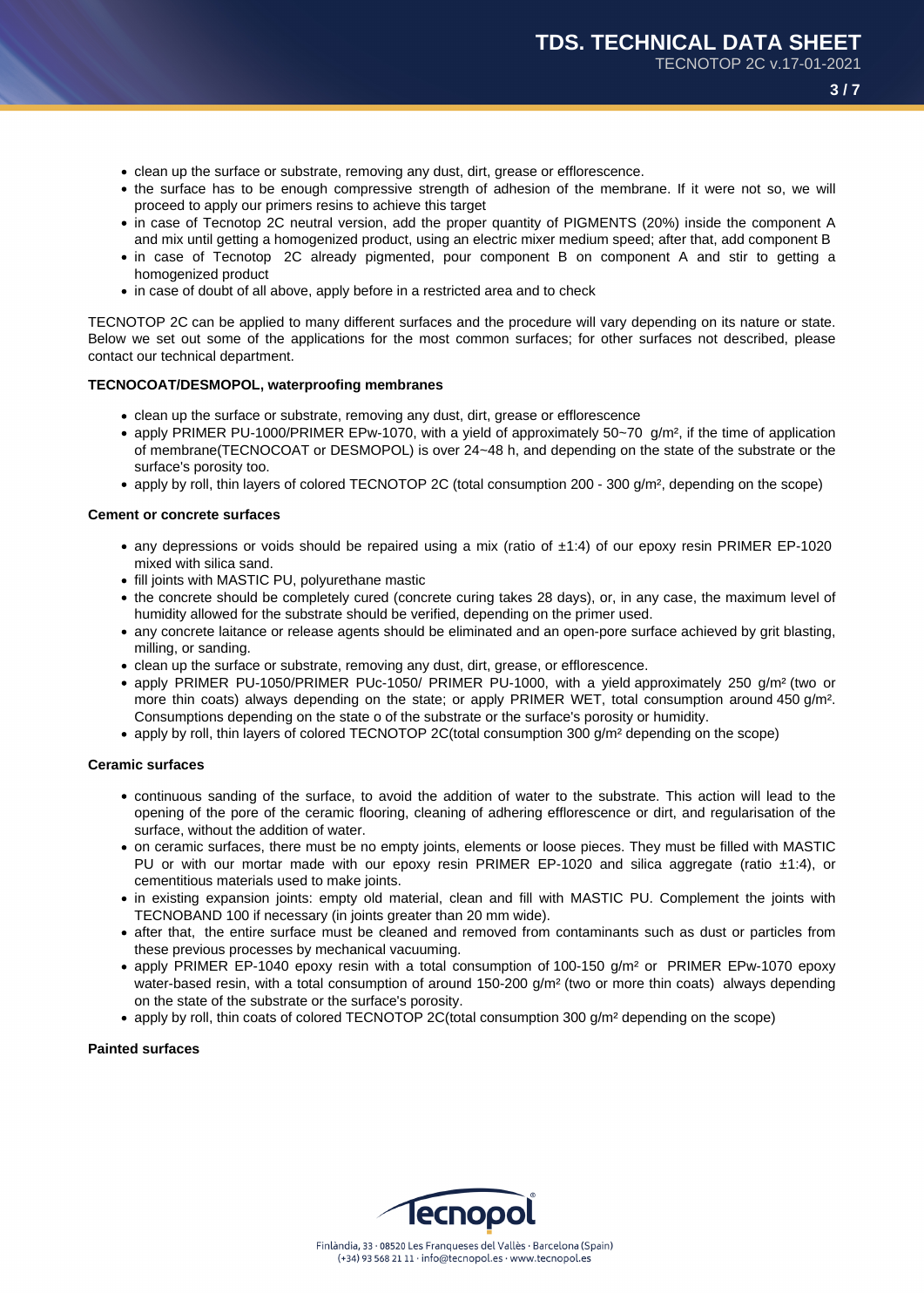- clean up the surface or substrate, removing any dust, dirt, grease or efflorescence.
- the surface has to be enough compressive strength of adhesion of the membrane. If it were not so, we will proceed to apply our primers resins to achieve this target
- in case of Tecnotop 2C neutral version, add the proper quantity of PIGMENTS (20%) inside the component A and mix until getting a homogenized product, using an electric mixer medium speed; after that, add component B
- in case of Tecnotop 2C already pigmented, pour component B on component A and stir to getting a homogenized product
- in case of doubt of all above, apply before in a restricted area and to check

TECNOTOP 2C can be applied to many different surfaces and the procedure will vary depending on its nature or state. Below we set out some of the applications for the most common surfaces; for other surfaces not described, please contact our technical department.

**TECNOCOAT/DESMOPOL, waterproofing membranes**

- clean up the surface or substrate, removing any dust, dirt, grease or efflorescence
- apply PRIMER PU-1000/PRIMER EPw-1070, with a yield of approximately 50~70 g/m², if the time of application of membrane(TECNOCOAT or DESMOPOL) is over 24~48 h, and depending on the state of the substrate or the surface's porosity too.
- apply by roll, thin layers of colored TECNOTOP 2C (total consumption 200 - 300 g/m², depending on the scope)

**Cement or concrete surfaces**

- any depressions or voids should be repaired using a mix (ratio of ±1:4) of our epoxy resin PRIMER EP-1020 mixed with silica sand.
- fill joints with MASTIC PU, polyurethane mastic
- the concrete should be completely cured (concrete curing takes 28 days), or, in any case, the maximum level of humidity allowed for the substrate should be verified, depending on the primer used.
- any concrete laitance or release agents should be eliminated and an open-pore surface achieved by grit blasting, milling, or sanding.
- clean up the surface or substrate, removing any dust, dirt, grease, or efflorescence.
- apply PRIMER PU-1050/PRIMER PUc-1050/ PRIMER PU-1000, with a yield approximately 250 g/m² (two or more thin coats) always depending on the state; or apply PRIMER WET, total consumption around 450 g/m². Consumptions depending on the state o of the substrate or the surface's porosity or humidity.
- apply by roll, thin layers of colored TECNOTOP 2C(total consumption 300 g/m² depending on the scope)

**Ceramic surfaces**

- continuous sanding of the surface, to avoid the addition of water to the substrate. This action will lead to the opening of the pore of the ceramic flooring, cleaning of adhering efflorescence or dirt, and regularisation of the surface, without the addition of water.
- on ceramic surfaces, there must be no empty joints, elements or loose pieces. They must be filled with MASTIC PU or with our mortar made with our epoxy resin PRIMER EP-1020 and silica aggregate (ratio ±1:4), or cementitious materials used to make joints.
- in existing expansion joints: empty old material, clean and fill with MASTIC PU. Complement the joints with TECNOBAND 100 if necessary (in joints greater than 20 mm wide).
- after that, the entire surface must be cleaned and removed from contaminants such as dust or particles from these previous processes by mechanical vacuuming.
- apply PRIMER EP-1040 epoxy resin with a total consumption of 100-150 g/m² or PRIMER EPw-1070 epoxy water-based resin, with a total consumption of around 150-200 g/m² (two or more thin coats) always depending on the state of the substrate or the surface's porosity.
- apply by roll, thin coats of colored TECNOTOP 2C(total consumption 300 g/m² depending on the scope)

**Painted surfaces**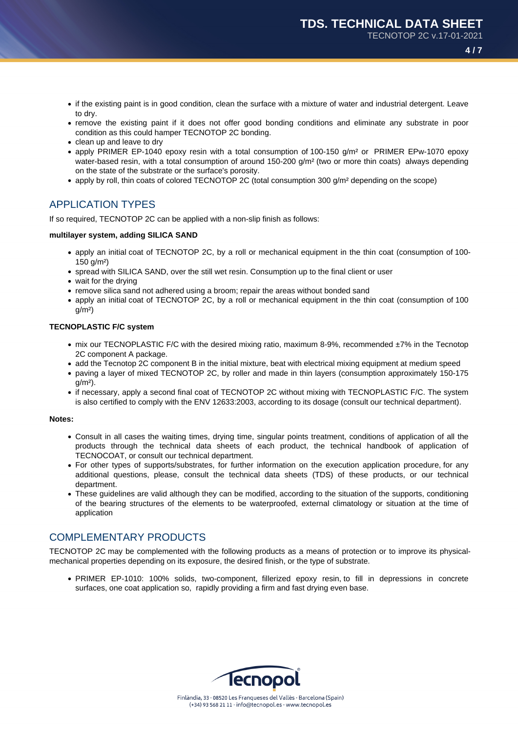- if the existing paint is in good condition, clean the surface with a mixture of water and industrial detergent. Leave to dry.
- remove the existing paint if it does not offer good bonding conditions and eliminate any substrate in poor condition as this could hamper TECNOTOP 2C bonding.
- clean up and leave to dry
- apply PRIMER EP-1040 epoxy resin with a total consumption of 100-150 g/m² or PRIMER EPw-1070 epoxy water-based resin, with a total consumption of around 150-200 g/m² (two or more thin coats) always depending on the state of the substrate or the surface's porosity.
- apply by roll, thin coats of colored TECNOTOP 2C (total consumption 300 g/m² depending on the scope)

## APPLICATION TYPES

If so required, TECNOTOP 2C can be applied with a non-slip finish as follows:

**multilayer system, adding SILICA SAND**

- apply an initial coat of TECNOTOP 2C, by a roll or mechanical equipment in the thin coat (consumption of 100-150 g/m²)
- spread with SILICA SAND, over the still wet resin. Consumption up to the final client or user
- wait for the drying
- remove silica sand not adhered using a broom; repair the areas without bonded sand
- apply an initial coat of TECNOTOP 2C, by a roll or mechanical equipment in the thin coat (consumption of 100 g/m²)

**TECNOPLASTIC F/C system**

- mix our TECNOPLASTIC F/C with the desired mixing ratio, maximum 8-9%, recommended ±7% in the Tecnotop 2C component A package.
- add the Tecnotop 2C component B in the initial mixture, beat with electrical mixing equipment at medium speed
- paving a layer of mixed TECNOTOP 2C, by roller and made in thin layers (consumption approximately 150-175 g/m²).
- if necessary, apply a second final coat of TECNOTOP 2C without mixing with TECNOPLASTIC F/C. The system is also certified to comply with the ENV 12633:2003, according to its dosage (consult our technical department).

**Notes:**

- Consult in all cases the waiting times, drying time, singular points treatment, conditions of application of all the products through the technical data sheets of each product, the technical handbook of application of TECNOCOAT, or consult our technical department.
- For other types of supports/substrates, for further information on the execution application procedure, for any additional questions, please, consult the technical data sheets (TDS) of these products, or our technical department.
- These guidelines are valid although they can be modified, according to the situation of the supports, conditioning of the bearing structures of the elements to be waterproofed, external climatology or situation at the time of application

## COMPLEMENTARY PRODUCTS

TECNOTOP 2C may be complemented with the following products as a means of protection or to improve its physical-mechanical properties depending on its exposure, the desired finish, or the type of substrate.

- PRIMER EP-1010: 100% solids, two-component, fillerized epoxy resin, to fill in depressions in concrete surfaces, one coat application so, rapidly providing a firm and fast drying even base.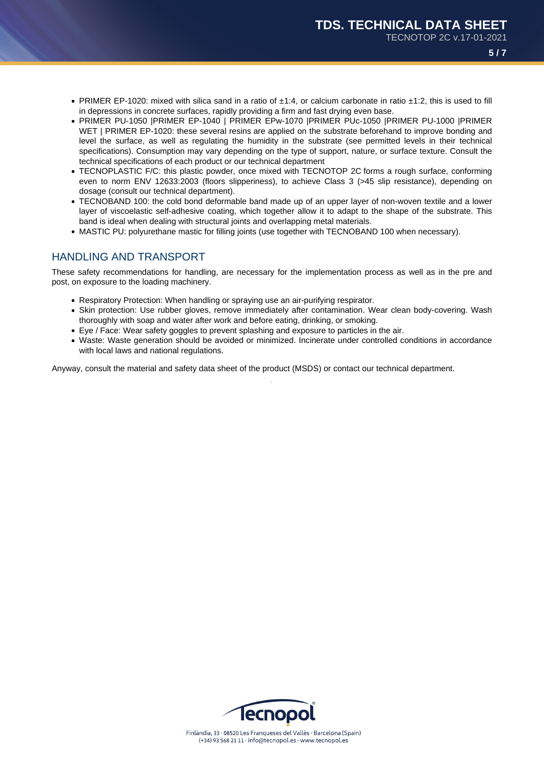- PRIMER EP-1020: mixed with silica sand in a ratio of ±1:4, or calcium carbonate in ratio ±1:2, this is used to fill in depressions in concrete surfaces, rapidly providing a firm and fast drying even base.
- PRIMER PU-1050 |PRIMER EP-1040 | PRIMER EPw-1070 |PRIMER PUc-1050 |PRIMER PU-1000 |PRIMER WET | PRIMER EP-1020: these several resins are applied on the substrate beforehand to improve bonding and level the surface, as well as regulating the humidity in the substrate (see permitted levels in their technical specifications). Consumption may vary depending on the type of support, nature, or surface texture. Consult the technical specifications of each product or our technical department
- TECNOPLASTIC F/C: this plastic powder, once mixed with TECNOTOP 2C forms a rough surface, conforming even to norm ENV 12633:2003 (floors slipperiness), to achieve Class 3 (>45 slip resistance), depending on dosage (consult our technical department).
- TECNOBAND 100: the cold bond deformable band made up of an upper layer of non-woven textile and a lower layer of viscoelastic self-adhesive coating, which together allow it to adapt to the shape of the substrate. This band is ideal when dealing with structural joints and overlapping metal materials.
- MASTIC PU: polyurethane mastic for filling joints (use together with TECNOBAND 100 when necessary).

## HANDLING AND TRANSPORT

These safety recommendations for handling, are necessary for the implementation process as well as in the pre and post, on exposure to the loading machinery.

- Respiratory Protection: When handling or spraying use an air-purifying respirator.
- Skin protection: Use rubber gloves, remove immediately after contamination. Wear clean body-covering. Wash thoroughly with soap and water after work and before eating, drinking, or smoking.
- Eye / Face: Wear safety goggles to prevent splashing and exposure to particles in the air.
- Waste: Waste generation should be avoided or minimized. Incinerate under controlled conditions in accordance with local laws and national regulations.

Anyway, consult the material and safety data sheet of the product (MSDS) or contact our technical department.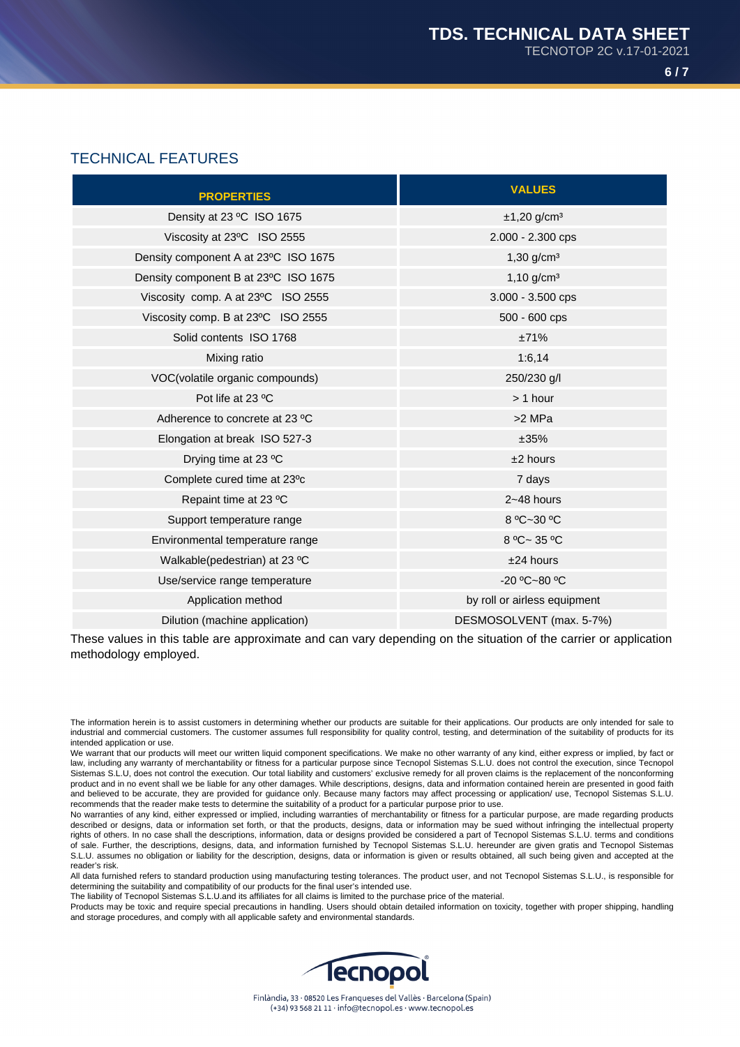## TECHNICAL FEATURES

| PROPERTIES | VALUES |
|---|---|
| Density at 23 ºC ISO 1675 | ±1,20 g/cm³ |
| Viscosity at 23ºC ISO 2555 | 2.000 - 2.300 cps |
| Density component A at 23ºC ISO 1675 | 1,30 g/cm³ |
| Density component B at 23ºC ISO 1675 | 1,10 g/cm³ |
| Viscosity comp. A at 23ºC ISO 2555 | 3.000 - 3.500 cps |
| Viscosity comp. B at 23ºC ISO 2555 | 500 - 600 cps |
| Solid contents ISO 1768 | ±71% |
| Mixing ratio | 1:6,14 |
| VOC(volatile organic compounds) | 250/230 g/l |
| Pot life at 23 ºC | > 1 hour |
| Adherence to concrete at 23 ºC | >2 MPa |
| Elongation at break ISO 527-3 | ±35% |
| Drying time at 23 ºC | ±2 hours |
| Complete cured time at 23ºc | 7 days |
| Repaint time at 23 ºC | 2~48 hours |
| Support temperature range | 8 ºC~30 ºC |
| Environmental temperature range | 8 ºC~ 35 ºC |
| Walkable(pedestrian) at 23 ºC | ±24 hours |
| Use/service range temperature | -20 ºC~80 ºC |
| Application method | by roll or airless equipment |
| Dilution (machine application) | DESMOSOLVENT (max. 5-7%) |

These values in this table are approximate and can vary depending on the situation of the carrier or application methodology employed.

The information herein is to assist customers in determining whether our products are suitable for their applications. Our products are only intended for sale to industrial and commercial customers. The customer assumes full responsibility for quality control, testing, and determination of the suitability of products for its intended application or use.

We warrant that our products will meet our written liquid component specifications. We make no other warranty of any kind, either express or implied, by fact or law, including any warranty of merchantability or fitness for a particular purpose since Tecnopol Sistemas S.L.U. does not control the execution, since Tecnopol Sistemas S.L.U, does not control the execution. Our total liability and customers' exclusive remedy for all proven claims is the replacement of the nonconforming product and in no event shall we be liable for any other damages. While descriptions, designs, data and information contained herein are presented in good faith and believed to be accurate, they are provided for guidance only. Because many factors may affect processing or application/ use, Tecnopol Sistemas S.L.U. recommends that the reader make tests to determine the suitability of a product for a particular purpose prior to use.

No warranties of any kind, either expressed or implied, including warranties of merchantability or fitness for a particular purpose, are made regarding products described or designs, data or information set forth, or that the products, designs, data or information may be sued without infringing the intellectual property rights of others. In no case shall the descriptions, information, data or designs provided be considered a part of Tecnopol Sistemas S.L.U. terms and conditions of sale. Further, the descriptions, designs, data, and information furnished by Tecnopol Sistemas S.L.U. hereunder are given gratis and Tecnopol Sistemas S.L.U. assumes no obligation or liability for the description, designs, data or information is given or results obtained, all such being given and accepted at the reader's risk.

All data furnished refers to standard production using manufacturing testing tolerances. The product user, and not Tecnopol Sistemas S.L.U., is responsible for determining the suitability and compatibility of our products for the final user's intended use.

The liability of Tecnopol Sistemas S.L.U.and its affiliates for all claims is limited to the purchase price of the material.

Products may be toxic and require special precautions in handling. Users should obtain detailed information on toxicity, together with proper shipping, handling and storage procedures, and comply with all applicable safety and environmental standards.

Tecnopol

Finlàndia, 33 · 08520 Les Franqueses del Vallès · Barcelona (Spain)
(+34) 93 568 21 11 · info@tecnopol.es · www.tecnopol.es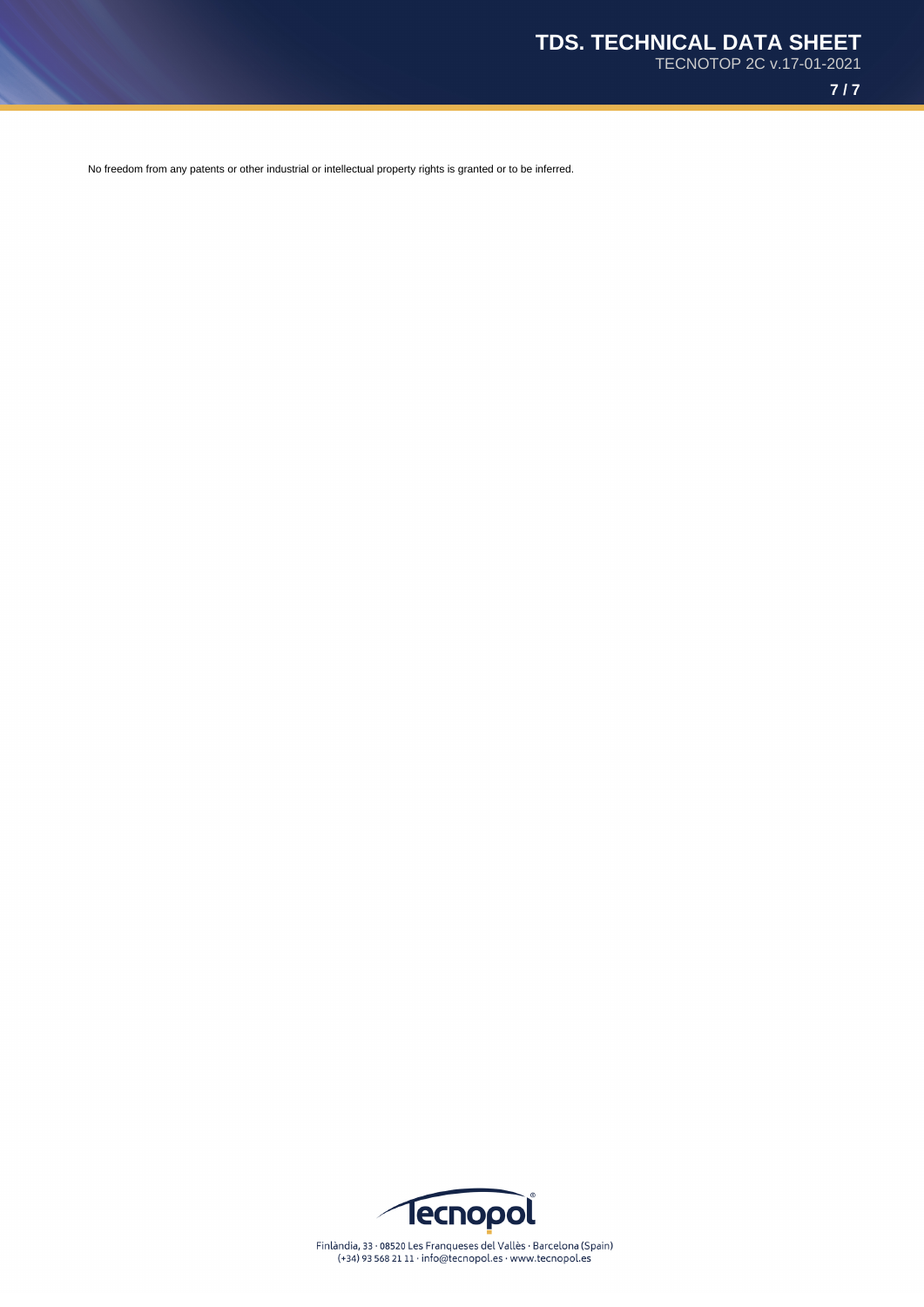No freedom from any patents or other industrial or intellectual property rights is granted or to be inferred.